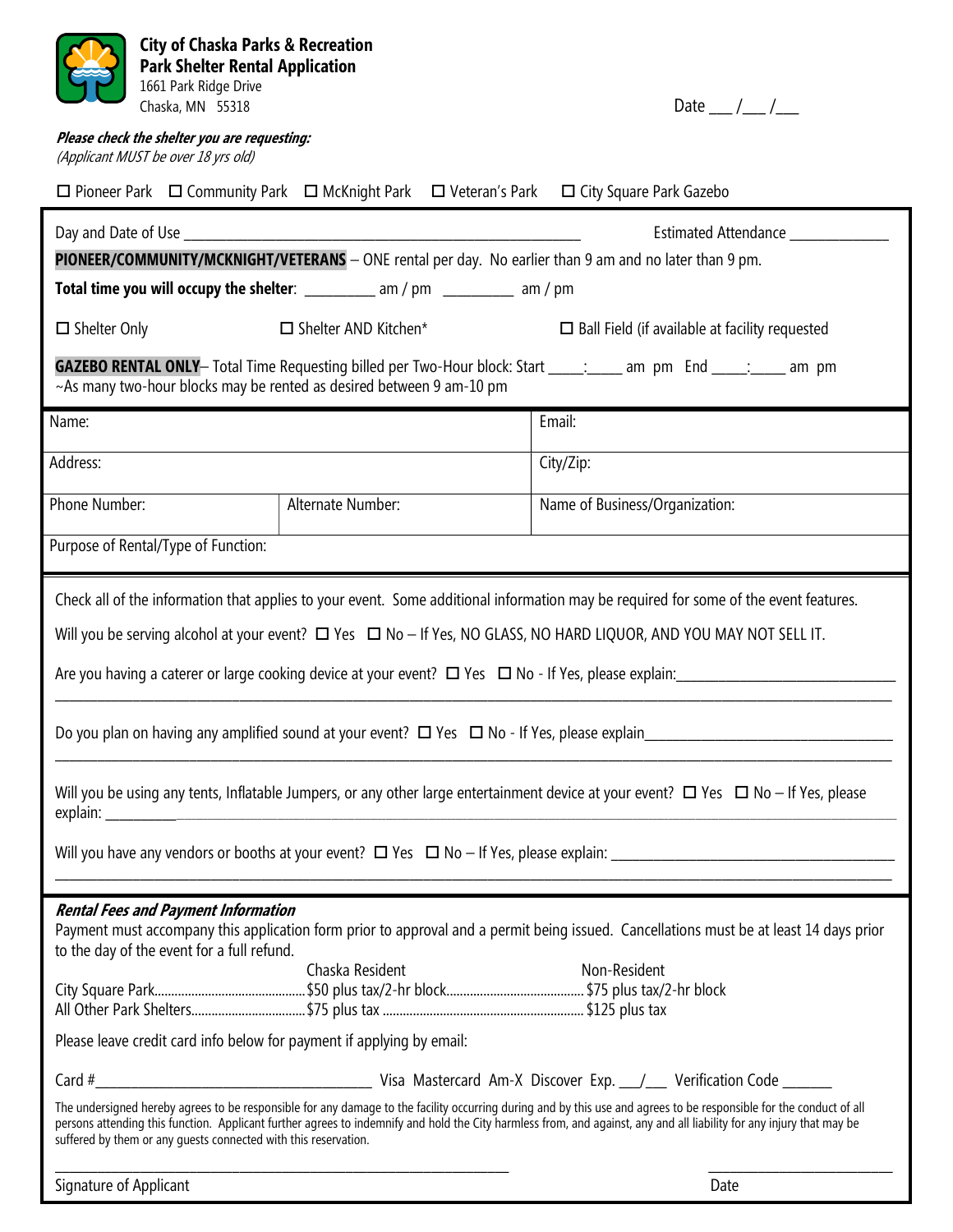# City of Chaska Parks & Recreation
## Park Shelter Rental Application

1661 Park Ridge Drive
Chaska, MN 55318

Date ___ /___ /___

***Please check the shelter you are requesting:***
*(Applicant MUST be over 18 yrs old)*

☐ Pioneer Park ☐ Community Park ☐ McKnight Park ☐ Veteran's Park ☐ City Square Park Gazebo

Day and Date of Use ______________________________________________ Estimated Attendance ____________

**PIONEER/COMMUNITY/MCKNIGHT/VETERANS** – ONE rental per day. No earlier than 9 am and no later than 9 pm.

**Total time you will occupy the shelter**: _________ am / pm _________ am / pm

☐ Shelter Only ☐ Shelter AND Kitchen* ☐ Ball Field (if available at facility requested

**GAZEBO RENTAL ONLY**– Total Time Requesting billed per Two-Hour block: Start ____:____ am pm End ____:____ am pm
~As many two-hour blocks may be rented as desired between 9 am-10 pm

| Name: | | Email: |
|---|---|---|
| Address: | | City/Zip: |
| Phone Number: | Alternate Number: | Name of Business/Organization: |
| Purpose of Rental/Type of Function: | | |

Check all of the information that applies to your event. Some additional information may be required for some of the event features.

Will you be serving alcohol at your event? ☐ Yes ☐ No – If Yes, NO GLASS, NO HARD LIQUOR, AND YOU MAY NOT SELL IT.

Are you having a caterer or large cooking device at your event? ☐ Yes ☐ No - If Yes, please explain:____________________________
_____________________________________________________________________________________________

Do you plan on having any amplified sound at your event? ☐ Yes ☐ No - If Yes, please explain_____________________________
_____________________________________________________________________________________________

Will you be using any tents, Inflatable Jumpers, or any other large entertainment device at your event? ☐ Yes ☐ No – If Yes, please explain: _________________________________________________________________________________________

Will you have any vendors or booths at your event? ☐ Yes ☐ No – If Yes, please explain: ___________________________________
_____________________________________________________________________________________________

***Rental Fees and Payment Information***

Payment must accompany this application form prior to approval and a permit being issued. Cancellations must be at least 14 days prior to the day of the event for a full refund.

| | Chaska Resident | Non-Resident |
|---|---|---|
| City Square Park | $50 plus tax/2-hr block | $75 plus tax/2-hr block |
| All Other Park Shelters | $75 plus tax | $125 plus tax |

Please leave credit card info below for payment if applying by email:

Card #___________________________________ Visa Mastercard Am-X Discover Exp. ___/___ Verification Code ______

The undersigned hereby agrees to be responsible for any damage to the facility occurring during and by this use and agrees to be responsible for the conduct of all persons attending this function. Applicant further agrees to indemnify and hold the City harmless from, and against, any and all liability for any injury that may be suffered by them or any guests connected with this reservation.

_______________________________________________ _______________________

Signature of Applicant Date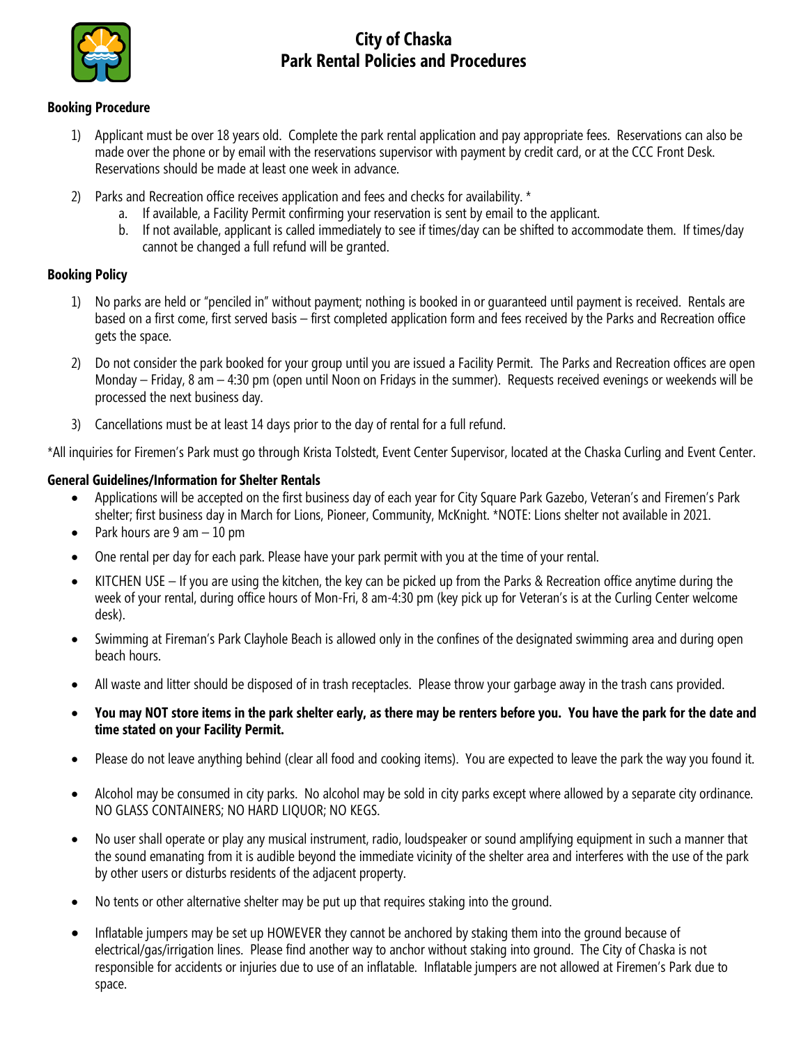# City of Chaska
# Park Rental Policies and Procedures

**Booking Procedure**

1) Applicant must be over 18 years old. Complete the park rental application and pay appropriate fees. Reservations can also be made over the phone or by email with the reservations supervisor with payment by credit card, or at the CCC Front Desk. Reservations should be made at least one week in advance.

2) Parks and Recreation office receives application and fees and checks for availability. *
   a. If available, a Facility Permit confirming your reservation is sent by email to the applicant.
   b. If not available, applicant is called immediately to see if times/day can be shifted to accommodate them. If times/day cannot be changed a full refund will be granted.

**Booking Policy**

1) No parks are held or "penciled in" without payment; nothing is booked in or guaranteed until payment is received. Rentals are based on a first come, first served basis – first completed application form and fees received by the Parks and Recreation office gets the space.

2) Do not consider the park booked for your group until you are issued a Facility Permit. The Parks and Recreation offices are open Monday – Friday, 8 am – 4:30 pm (open until Noon on Fridays in the summer). Requests received evenings or weekends will be processed the next business day.

3) Cancellations must be at least 14 days prior to the day of rental for a full refund.

*All inquiries for Firemen's Park must go through Krista Tolstedt, Event Center Supervisor, located at the Chaska Curling and Event Center.

**General Guidelines/Information for Shelter Rentals**

- Applications will be accepted on the first business day of each year for City Square Park Gazebo, Veteran's and Firemen's Park shelter; first business day in March for Lions, Pioneer, Community, McKnight. *NOTE: Lions shelter not available in 2021.
- Park hours are 9 am – 10 pm
- One rental per day for each park. Please have your park permit with you at the time of your rental.
- KITCHEN USE – If you are using the kitchen, the key can be picked up from the Parks & Recreation office anytime during the week of your rental, during office hours of Mon-Fri, 8 am-4:30 pm (key pick up for Veteran's is at the Curling Center welcome desk).
- Swimming at Fireman's Park Clayhole Beach is allowed only in the confines of the designated swimming area and during open beach hours.
- All waste and litter should be disposed of in trash receptacles. Please throw your garbage away in the trash cans provided.
- **You may NOT store items in the park shelter early, as there may be renters before you. You have the park for the date and time stated on your Facility Permit.**
- Please do not leave anything behind (clear all food and cooking items). You are expected to leave the park the way you found it.
- Alcohol may be consumed in city parks. No alcohol may be sold in city parks except where allowed by a separate city ordinance. NO GLASS CONTAINERS; NO HARD LIQUOR; NO KEGS.
- No user shall operate or play any musical instrument, radio, loudspeaker or sound amplifying equipment in such a manner that the sound emanating from it is audible beyond the immediate vicinity of the shelter area and interferes with the use of the park by other users or disturbs residents of the adjacent property.
- No tents or other alternative shelter may be put up that requires staking into the ground.
- Inflatable jumpers may be set up HOWEVER they cannot be anchored by staking them into the ground because of electrical/gas/irrigation lines. Please find another way to anchor without staking into ground. The City of Chaska is not responsible for accidents or injuries due to use of an inflatable. Inflatable jumpers are not allowed at Firemen's Park due to space.